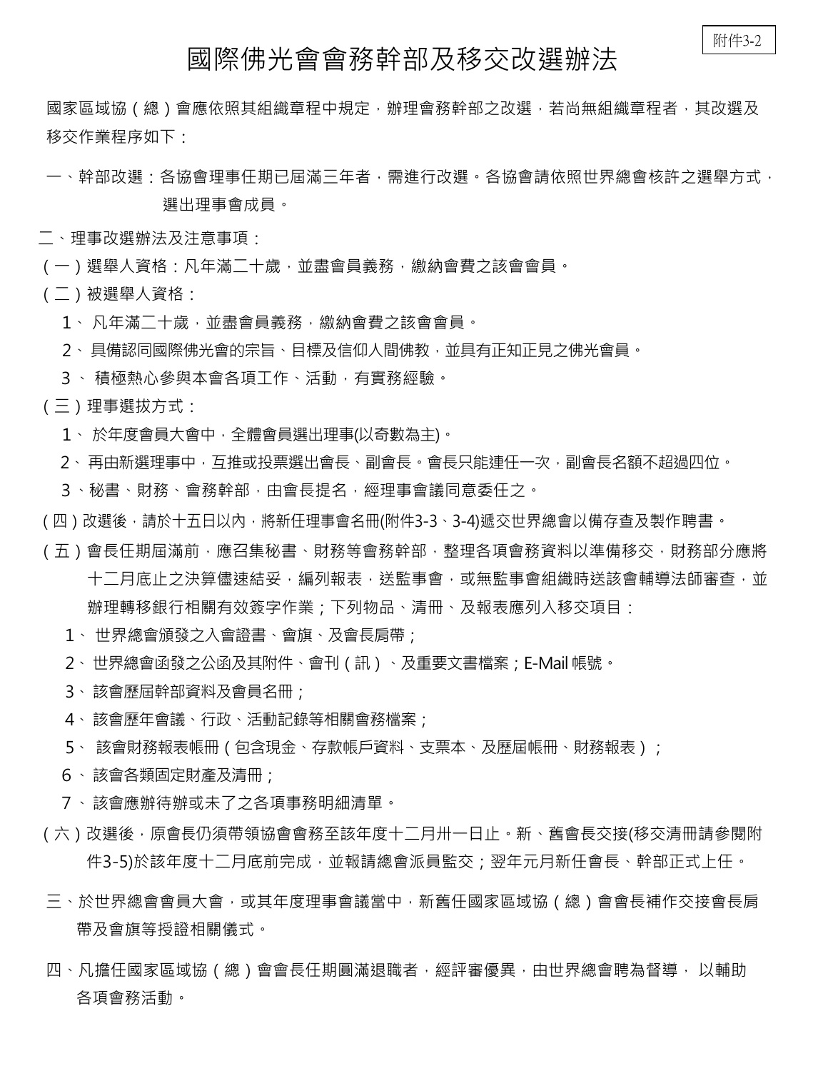附件3-2

# 國際佛光會會務幹部及移交改選辦法

國家區域協（總）會應依照其組織章程中規定，辦理會務幹部之改選，若尚無組織章程者，其改選及移交作業程序如下：

一、幹部改選：各協會理事任期已屆滿三年者，需進行改選。各協會請依照世界總會核許之選舉方式，選出理事會成員。

二、理事改選辦法及注意事項：

（一）選舉人資格：凡年滿二十歲，並盡會員義務，繳納會費之該會會員。

（二）被選舉人資格：

1、 凡年滿二十歲，並盡會員義務，繳納會費之該會會員。

2、 具備認同國際佛光會的宗旨、目標及信仰人間佛教，並具有正知正見之佛光會員。

3、 積極熱心參與本會各項工作、活動，有實務經驗。

（三）理事選拔方式：

1、 於年度會員大會中，全體會員選出理事(以奇數為主)。

2、 再由新選理事中，互推或投票選出會長、副會長。會長只能連任一次，副會長名額不超過四位。

3、秘書、財務、會務幹部，由會長提名，經理事會議同意委任之。

（四）改選後，請於十五日以內，將新任理事會名冊(附件3-3、3-4)遞交世界總會以備存查及製作聘書。

（五）會長任期屆滿前，應召集秘書、財務等會務幹部，整理各項會務資料以準備移交，財務部分應將十二月底止之決算儘速結妥，編列報表，送監事會，或無監事會組織時送該會輔導法師審查，並辦理轉移銀行相關有效簽字作業；下列物品、清冊、及報表應列入移交項目：

1、 世界總會頒發之入會證書、會旗、及會長肩帶；

2、 世界總會函發之公函及其附件、會刊（訊）、及重要文書檔案；E-Mail 帳號。

3、 該會歷屆幹部資料及會員名冊；

4、 該會歷年會議、行政、活動記錄等相關會務檔案；

5、 該會財務報表帳冊（包含現金、存款帳戶資料、支票本、及歷屆帳冊、財務報表）；

6、 該會各類固定財產及清冊；

7、 該會應辦待辦或未了之各項事務明細清單。

（六）改選後，原會長仍須帶領協會會務至該年度十二月卅一日止。新、舊會長交接(移交清冊請參閱附件3-5)於該年度十二月底前完成，並報請總會派員監交；翌年元月新任會長、幹部正式上任。

三、於世界總會會員大會，或其年度理事會議當中，新舊任國家區域協（總）會會長補作交接會長肩帶及會旗等授證相關儀式。

四、凡擔任國家區域協（總）會會長任期圓滿退職者，經評審優異，由世界總會聘為督導， 以輔助各項會務活動。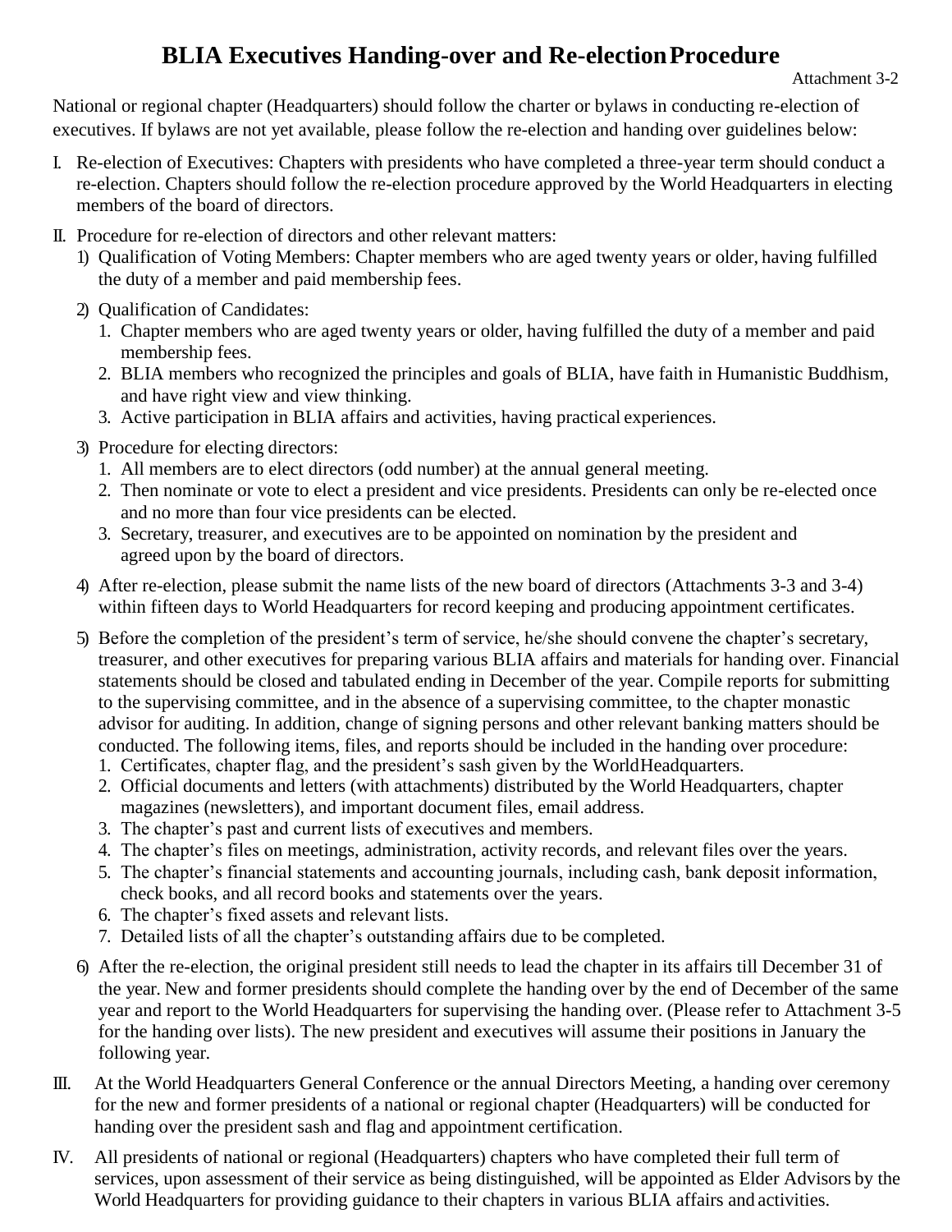# BLIA Executives Handing-over and Re-election Procedure

Attachment 3-2

National or regional chapter (Headquarters) should follow the charter or bylaws in conducting re-election of executives. If bylaws are not yet available, please follow the re-election and handing over guidelines below:

I. Re-election of Executives: Chapters with presidents who have completed a three-year term should conduct a re-election. Chapters should follow the re-election procedure approved by the World Headquarters in electing members of the board of directors.

II. Procedure for re-election of directors and other relevant matters:

1) Qualification of Voting Members: Chapter members who are aged twenty years or older, having fulfilled the duty of a member and paid membership fees.

2) Qualification of Candidates:
   1. Chapter members who are aged twenty years or older, having fulfilled the duty of a member and paid membership fees.
   2. BLIA members who recognized the principles and goals of BLIA, have faith in Humanistic Buddhism, and have right view and view thinking.
   3. Active participation in BLIA affairs and activities, having practical experiences.

3) Procedure for electing directors:
   1. All members are to elect directors (odd number) at the annual general meeting.
   2. Then nominate or vote to elect a president and vice presidents. Presidents can only be re-elected once and no more than four vice presidents can be elected.
   3. Secretary, treasurer, and executives are to be appointed on nomination by the president and agreed upon by the board of directors.

4) After re-election, please submit the name lists of the new board of directors (Attachments 3-3 and 3-4) within fifteen days to World Headquarters for record keeping and producing appointment certificates.

5) Before the completion of the president's term of service, he/she should convene the chapter's secretary, treasurer, and other executives for preparing various BLIA affairs and materials for handing over. Financial statements should be closed and tabulated ending in December of the year. Compile reports for submitting to the supervising committee, and in the absence of a supervising committee, to the chapter monastic advisor for auditing. In addition, change of signing persons and other relevant banking matters should be conducted. The following items, files, and reports should be included in the handing over procedure:
   1. Certificates, chapter flag, and the president's sash given by the World Headquarters.
   2. Official documents and letters (with attachments) distributed by the World Headquarters, chapter magazines (newsletters), and important document files, email address.
   3. The chapter's past and current lists of executives and members.
   4. The chapter's files on meetings, administration, activity records, and relevant files over the years.
   5. The chapter's financial statements and accounting journals, including cash, bank deposit information, check books, and all record books and statements over the years.
   6. The chapter's fixed assets and relevant lists.
   7. Detailed lists of all the chapter's outstanding affairs due to be completed.

6) After the re-election, the original president still needs to lead the chapter in its affairs till December 31 of the year. New and former presidents should complete the handing over by the end of December of the same year and report to the World Headquarters for supervising the handing over. (Please refer to Attachment 3-5 for the handing over lists). The new president and executives will assume their positions in January the following year.

III. At the World Headquarters General Conference or the annual Directors Meeting, a handing over ceremony for the new and former presidents of a national or regional chapter (Headquarters) will be conducted for handing over the president sash and flag and appointment certification.

IV. All presidents of national or regional (Headquarters) chapters who have completed their full term of services, upon assessment of their service as being distinguished, will be appointed as Elder Advisors by the World Headquarters for providing guidance to their chapters in various BLIA affairs and activities.